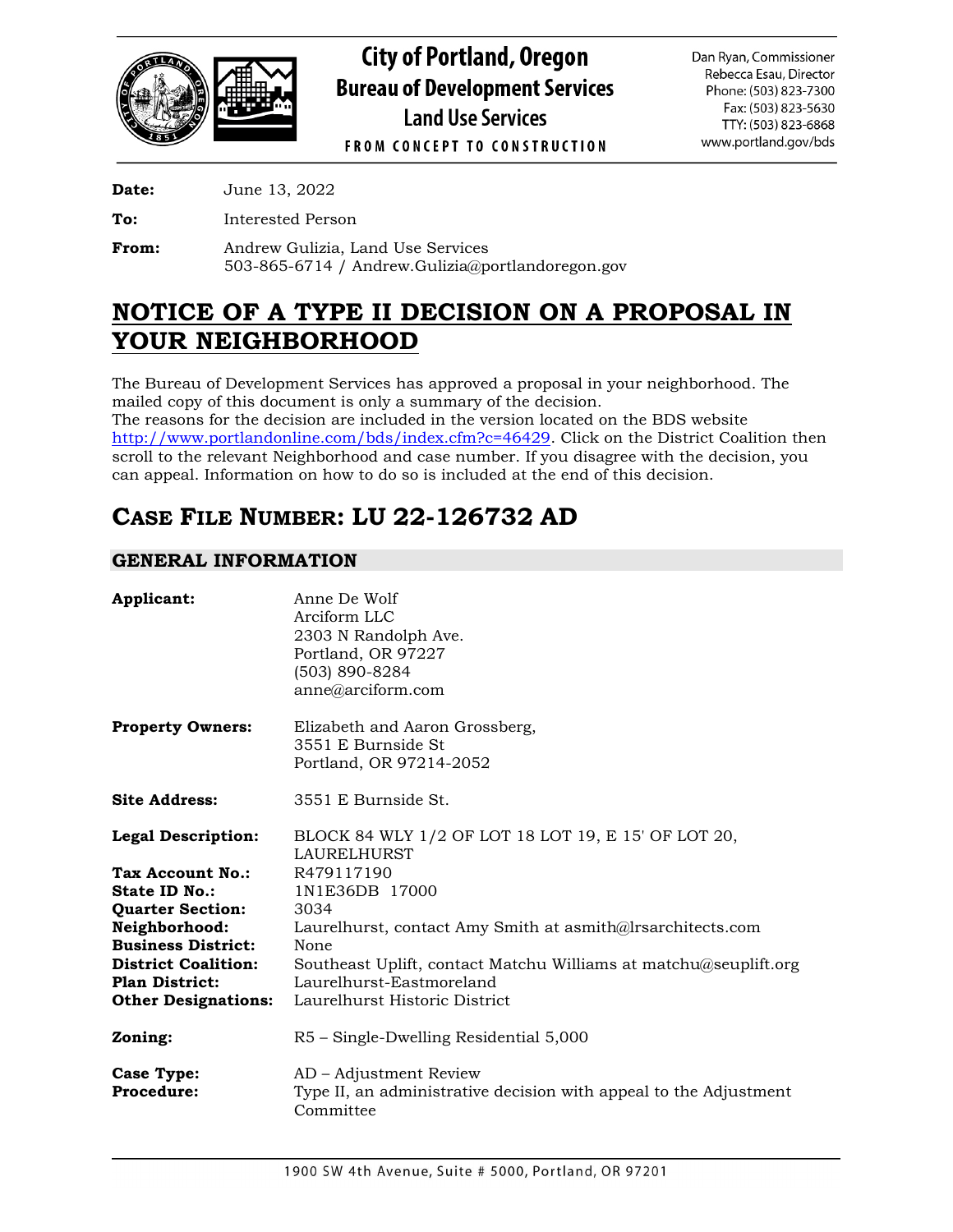# City of Portland, Oregon
## Bureau of Development Services
### Land Use Services

FROM CONCEPT TO CONSTRUCTION

Dan Ryan, Commissioner
Rebecca Esau, Director
Phone: (503) 823-7300
Fax: (503) 823-5630
TTY: (503) 823-6868
www.portland.gov/bds

**Date:** June 13, 2022

**To:** Interested Person

**From:** Andrew Gulizia, Land Use Services
503-865-6714 / Andrew.Gulizia@portlandoregon.gov

# NOTICE OF A TYPE II DECISION ON A PROPOSAL IN YOUR NEIGHBORHOOD

The Bureau of Development Services has approved a proposal in your neighborhood. The mailed copy of this document is only a summary of the decision.
The reasons for the decision are included in the version located on the BDS website http://www.portlandonline.com/bds/index.cfm?c=46429. Click on the District Coalition then scroll to the relevant Neighborhood and case number. If you disagree with the decision, you can appeal. Information on how to do so is included at the end of this decision.

## CASE FILE NUMBER: LU 22-126732 AD

### GENERAL INFORMATION

**Applicant:** Anne De Wolf
Arciform LLC
2303 N Randolph Ave.
Portland, OR 97227
(503) 890-8284
anne@arciform.com

**Property Owners:** Elizabeth and Aaron Grossberg,
3551 E Burnside St
Portland, OR 97214-2052

**Site Address:** 3551 E Burnside St.

**Legal Description:** BLOCK 84 WLY 1/2 OF LOT 18 LOT 19, E 15' OF LOT 20, LAURELHURST
**Tax Account No.:** R479117190
**State ID No.:** 1N1E36DB 17000
**Quarter Section:** 3034
**Neighborhood:** Laurelhurst, contact Amy Smith at asmith@lrsarchitects.com
**Business District:** None
**District Coalition:** Southeast Uplift, contact Matchu Williams at matchu@seuplift.org
**Plan District:** Laurelhurst-Eastmoreland
**Other Designations:** Laurelhurst Historic District

**Zoning:** R5 – Single-Dwelling Residential 5,000

**Case Type:** AD – Adjustment Review
**Procedure:** Type II, an administrative decision with appeal to the Adjustment Committee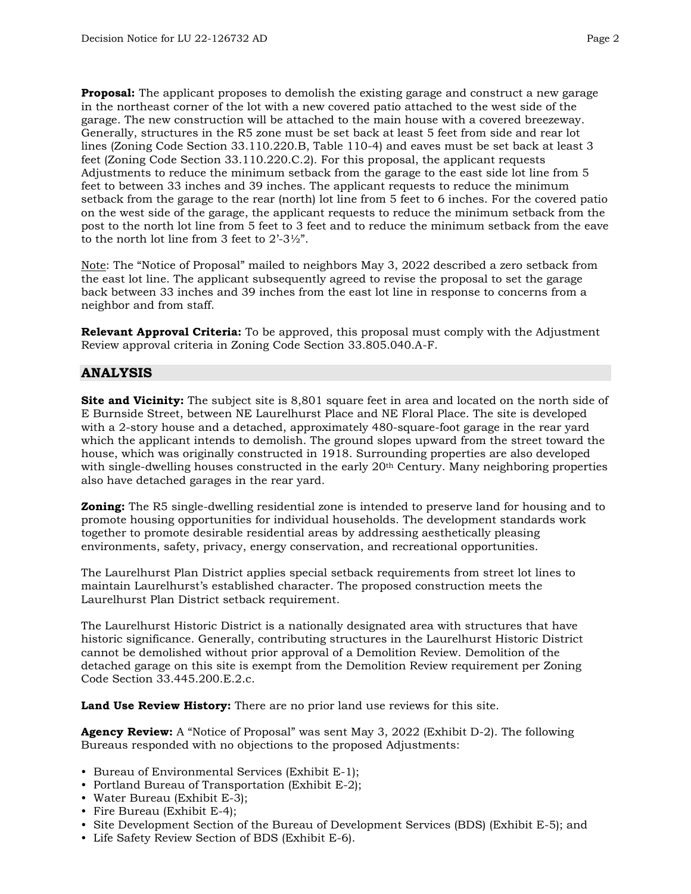**Proposal:** The applicant proposes to demolish the existing garage and construct a new garage in the northeast corner of the lot with a new covered patio attached to the west side of the garage. The new construction will be attached to the main house with a covered breezeway. Generally, structures in the R5 zone must be set back at least 5 feet from side and rear lot lines (Zoning Code Section 33.110.220.B, Table 110-4) and eaves must be set back at least 3 feet (Zoning Code Section 33.110.220.C.2). For this proposal, the applicant requests Adjustments to reduce the minimum setback from the garage to the east side lot line from 5 feet to between 33 inches and 39 inches. The applicant requests to reduce the minimum setback from the garage to the rear (north) lot line from 5 feet to 6 inches. For the covered patio on the west side of the garage, the applicant requests to reduce the minimum setback from the post to the north lot line from 5 feet to 3 feet and to reduce the minimum setback from the eave to the north lot line from 3 feet to 2'-3½".

Note: The "Notice of Proposal" mailed to neighbors May 3, 2022 described a zero setback from the east lot line. The applicant subsequently agreed to revise the proposal to set the garage back between 33 inches and 39 inches from the east lot line in response to concerns from a neighbor and from staff.

**Relevant Approval Criteria:** To be approved, this proposal must comply with the Adjustment Review approval criteria in Zoning Code Section 33.805.040.A-F.

## ANALYSIS

**Site and Vicinity:** The subject site is 8,801 square feet in area and located on the north side of E Burnside Street, between NE Laurelhurst Place and NE Floral Place. The site is developed with a 2-story house and a detached, approximately 480-square-foot garage in the rear yard which the applicant intends to demolish. The ground slopes upward from the street toward the house, which was originally constructed in 1918. Surrounding properties are also developed with single-dwelling houses constructed in the early 20th Century. Many neighboring properties also have detached garages in the rear yard.

**Zoning:** The R5 single-dwelling residential zone is intended to preserve land for housing and to promote housing opportunities for individual households. The development standards work together to promote desirable residential areas by addressing aesthetically pleasing environments, safety, privacy, energy conservation, and recreational opportunities.

The Laurelhurst Plan District applies special setback requirements from street lot lines to maintain Laurelhurst's established character. The proposed construction meets the Laurelhurst Plan District setback requirement.

The Laurelhurst Historic District is a nationally designated area with structures that have historic significance. Generally, contributing structures in the Laurelhurst Historic District cannot be demolished without prior approval of a Demolition Review. Demolition of the detached garage on this site is exempt from the Demolition Review requirement per Zoning Code Section 33.445.200.E.2.c.

**Land Use Review History:** There are no prior land use reviews for this site.

**Agency Review:** A "Notice of Proposal" was sent May 3, 2022 (Exhibit D-2). The following Bureaus responded with no objections to the proposed Adjustments:

- Bureau of Environmental Services (Exhibit E-1);
- Portland Bureau of Transportation (Exhibit E-2);
- Water Bureau (Exhibit E-3);
- Fire Bureau (Exhibit E-4);
- Site Development Section of the Bureau of Development Services (BDS) (Exhibit E-5); and
- Life Safety Review Section of BDS (Exhibit E-6).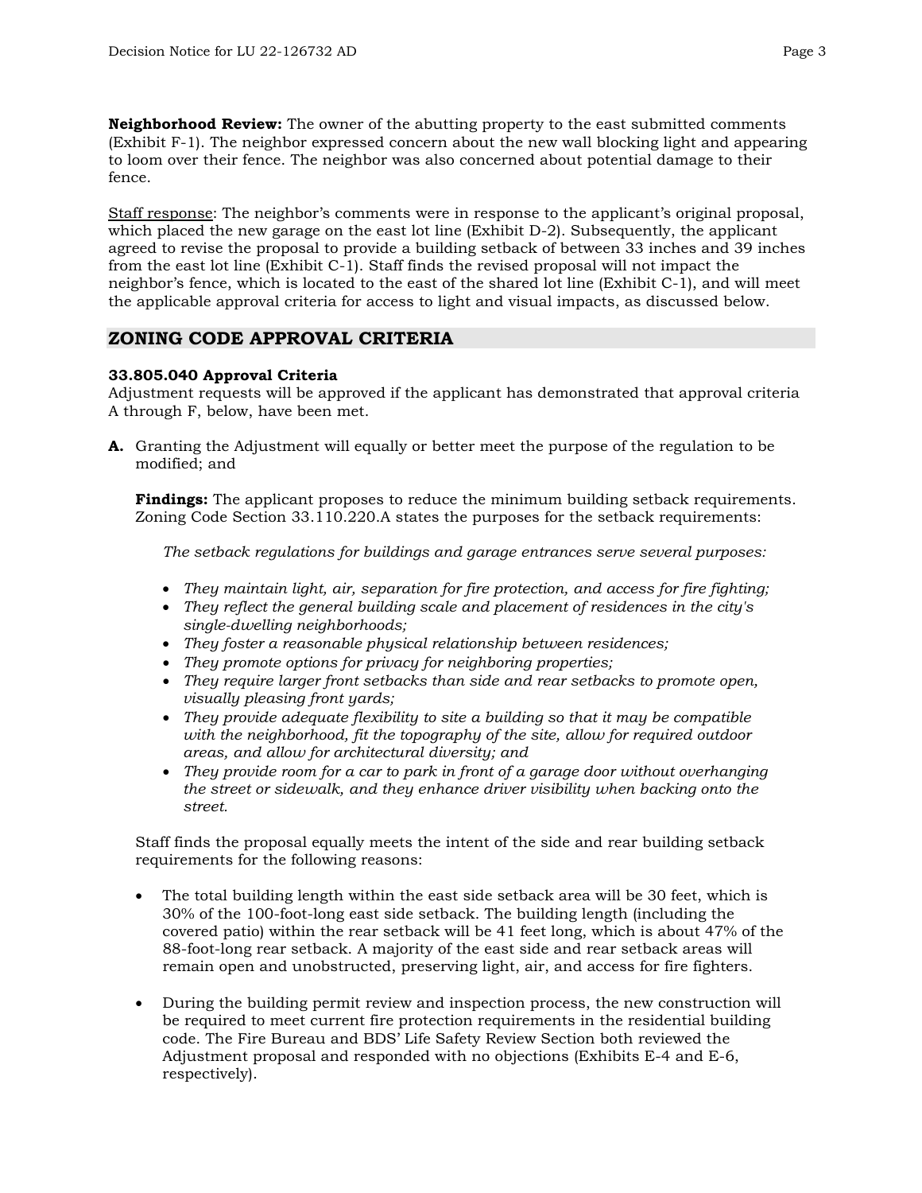**Neighborhood Review:** The owner of the abutting property to the east submitted comments (Exhibit F-1). The neighbor expressed concern about the new wall blocking light and appearing to loom over their fence. The neighbor was also concerned about potential damage to their fence.

Staff response: The neighbor's comments were in response to the applicant's original proposal, which placed the new garage on the east lot line (Exhibit D-2). Subsequently, the applicant agreed to revise the proposal to provide a building setback of between 33 inches and 39 inches from the east lot line (Exhibit C-1). Staff finds the revised proposal will not impact the neighbor's fence, which is located to the east of the shared lot line (Exhibit C-1), and will meet the applicable approval criteria for access to light and visual impacts, as discussed below.

## ZONING CODE APPROVAL CRITERIA

**33.805.040 Approval Criteria**
Adjustment requests will be approved if the applicant has demonstrated that approval criteria A through F, below, have been met.

**A.** Granting the Adjustment will equally or better meet the purpose of the regulation to be modified; and

**Findings:** The applicant proposes to reduce the minimum building setback requirements. Zoning Code Section 33.110.220.A states the purposes for the setback requirements:

*The setback regulations for buildings and garage entrances serve several purposes:*

- *They maintain light, air, separation for fire protection, and access for fire fighting;*
- *They reflect the general building scale and placement of residences in the city's single-dwelling neighborhoods;*
- *They foster a reasonable physical relationship between residences;*
- *They promote options for privacy for neighboring properties;*
- *They require larger front setbacks than side and rear setbacks to promote open, visually pleasing front yards;*
- *They provide adequate flexibility to site a building so that it may be compatible with the neighborhood, fit the topography of the site, allow for required outdoor areas, and allow for architectural diversity; and*
- *They provide room for a car to park in front of a garage door without overhanging the street or sidewalk, and they enhance driver visibility when backing onto the street.*

Staff finds the proposal equally meets the intent of the side and rear building setback requirements for the following reasons:

- The total building length within the east side setback area will be 30 feet, which is 30% of the 100-foot-long east side setback. The building length (including the covered patio) within the rear setback will be 41 feet long, which is about 47% of the 88-foot-long rear setback. A majority of the east side and rear setback areas will remain open and unobstructed, preserving light, air, and access for fire fighters.
- During the building permit review and inspection process, the new construction will be required to meet current fire protection requirements in the residential building code. The Fire Bureau and BDS' Life Safety Review Section both reviewed the Adjustment proposal and responded with no objections (Exhibits E-4 and E-6, respectively).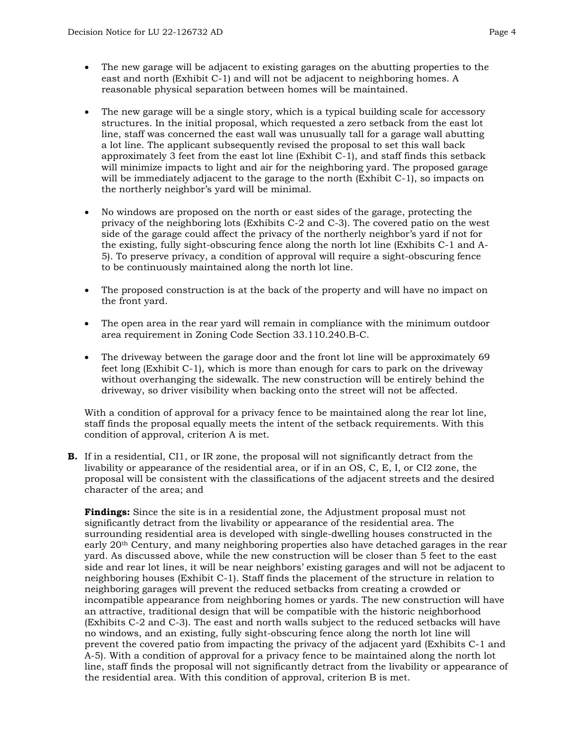- The new garage will be adjacent to existing garages on the abutting properties to the east and north (Exhibit C-1) and will not be adjacent to neighboring homes. A reasonable physical separation between homes will be maintained.

- The new garage will be a single story, which is a typical building scale for accessory structures. In the initial proposal, which requested a zero setback from the east lot line, staff was concerned the east wall was unusually tall for a garage wall abutting a lot line. The applicant subsequently revised the proposal to set this wall back approximately 3 feet from the east lot line (Exhibit C-1), and staff finds this setback will minimize impacts to light and air for the neighboring yard. The proposed garage will be immediately adjacent to the garage to the north (Exhibit C-1), so impacts on the northerly neighbor's yard will be minimal.

- No windows are proposed on the north or east sides of the garage, protecting the privacy of the neighboring lots (Exhibits C-2 and C-3). The covered patio on the west side of the garage could affect the privacy of the northerly neighbor's yard if not for the existing, fully sight-obscuring fence along the north lot line (Exhibits C-1 and A-5). To preserve privacy, a condition of approval will require a sight-obscuring fence to be continuously maintained along the north lot line.

- The proposed construction is at the back of the property and will have no impact on the front yard.

- The open area in the rear yard will remain in compliance with the minimum outdoor area requirement in Zoning Code Section 33.110.240.B-C.

- The driveway between the garage door and the front lot line will be approximately 69 feet long (Exhibit C-1), which is more than enough for cars to park on the driveway without overhanging the sidewalk. The new construction will be entirely behind the driveway, so driver visibility when backing onto the street will not be affected.

With a condition of approval for a privacy fence to be maintained along the rear lot line, staff finds the proposal equally meets the intent of the setback requirements. With this condition of approval, criterion A is met.

**B.** If in a residential, CI1, or IR zone, the proposal will not significantly detract from the livability or appearance of the residential area, or if in an OS, C, E, I, or CI2 zone, the proposal will be consistent with the classifications of the adjacent streets and the desired character of the area; and

**Findings:** Since the site is in a residential zone, the Adjustment proposal must not significantly detract from the livability or appearance of the residential area. The surrounding residential area is developed with single-dwelling houses constructed in the early 20th Century, and many neighboring properties also have detached garages in the rear yard. As discussed above, while the new construction will be closer than 5 feet to the east side and rear lot lines, it will be near neighbors' existing garages and will not be adjacent to neighboring houses (Exhibit C-1). Staff finds the placement of the structure in relation to neighboring garages will prevent the reduced setbacks from creating a crowded or incompatible appearance from neighboring homes or yards. The new construction will have an attractive, traditional design that will be compatible with the historic neighborhood (Exhibits C-2 and C-3). The east and north walls subject to the reduced setbacks will have no windows, and an existing, fully sight-obscuring fence along the north lot line will prevent the covered patio from impacting the privacy of the adjacent yard (Exhibits C-1 and A-5). With a condition of approval for a privacy fence to be maintained along the north lot line, staff finds the proposal will not significantly detract from the livability or appearance of the residential area. With this condition of approval, criterion B is met.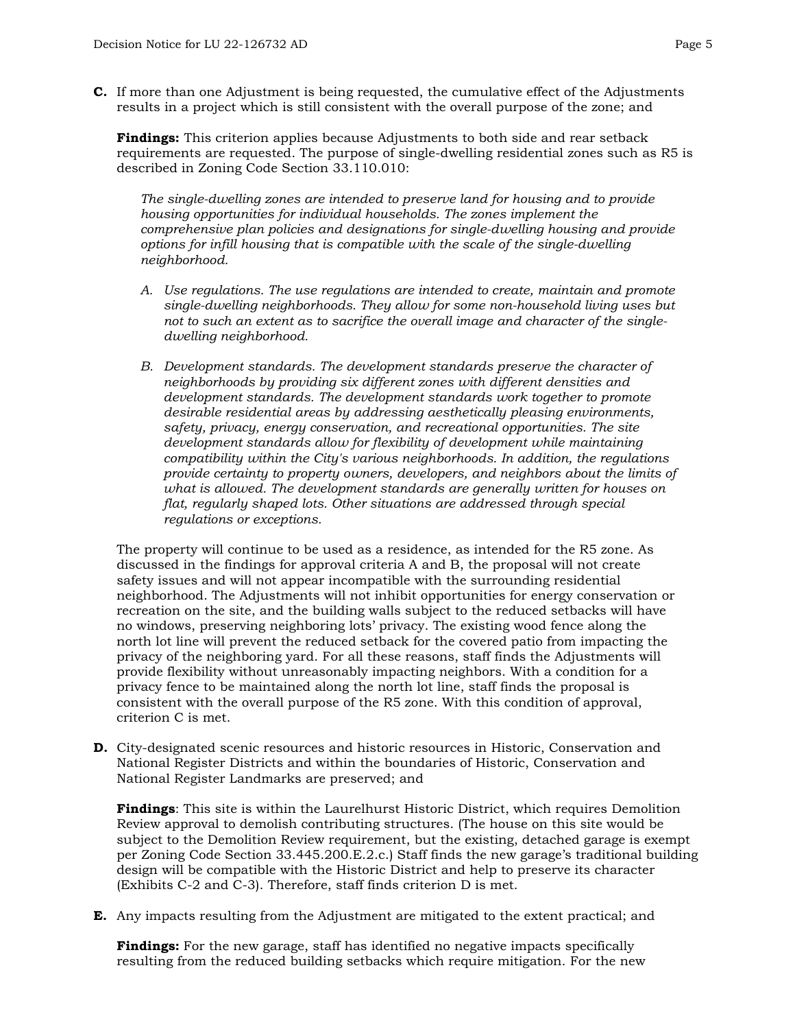**C.** If more than one Adjustment is being requested, the cumulative effect of the Adjustments results in a project which is still consistent with the overall purpose of the zone; and

**Findings:** This criterion applies because Adjustments to both side and rear setback requirements are requested. The purpose of single-dwelling residential zones such as R5 is described in Zoning Code Section 33.110.010:

> *The single-dwelling zones are intended to preserve land for housing and to provide housing opportunities for individual households. The zones implement the comprehensive plan policies and designations for single-dwelling housing and provide options for infill housing that is compatible with the scale of the single-dwelling neighborhood.*
>
> *A. Use regulations. The use regulations are intended to create, maintain and promote single-dwelling neighborhoods. They allow for some non-household living uses but not to such an extent as to sacrifice the overall image and character of the single-dwelling neighborhood.*
>
> *B. Development standards. The development standards preserve the character of neighborhoods by providing six different zones with different densities and development standards. The development standards work together to promote desirable residential areas by addressing aesthetically pleasing environments, safety, privacy, energy conservation, and recreational opportunities. The site development standards allow for flexibility of development while maintaining compatibility within the City's various neighborhoods. In addition, the regulations provide certainty to property owners, developers, and neighbors about the limits of what is allowed. The development standards are generally written for houses on flat, regularly shaped lots. Other situations are addressed through special regulations or exceptions.*

The property will continue to be used as a residence, as intended for the R5 zone. As discussed in the findings for approval criteria A and B, the proposal will not create safety issues and will not appear incompatible with the surrounding residential neighborhood. The Adjustments will not inhibit opportunities for energy conservation or recreation on the site, and the building walls subject to the reduced setbacks will have no windows, preserving neighboring lots' privacy. The existing wood fence along the north lot line will prevent the reduced setback for the covered patio from impacting the privacy of the neighboring yard. For all these reasons, staff finds the Adjustments will provide flexibility without unreasonably impacting neighbors. With a condition for a privacy fence to be maintained along the north lot line, staff finds the proposal is consistent with the overall purpose of the R5 zone. With this condition of approval, criterion C is met.

**D.** City-designated scenic resources and historic resources in Historic, Conservation and National Register Districts and within the boundaries of Historic, Conservation and National Register Landmarks are preserved; and

**Findings**: This site is within the Laurelhurst Historic District, which requires Demolition Review approval to demolish contributing structures. (The house on this site would be subject to the Demolition Review requirement, but the existing, detached garage is exempt per Zoning Code Section 33.445.200.E.2.c.) Staff finds the new garage's traditional building design will be compatible with the Historic District and help to preserve its character (Exhibits C-2 and C-3). Therefore, staff finds criterion D is met.

**E.** Any impacts resulting from the Adjustment are mitigated to the extent practical; and

**Findings:** For the new garage, staff has identified no negative impacts specifically resulting from the reduced building setbacks which require mitigation. For the new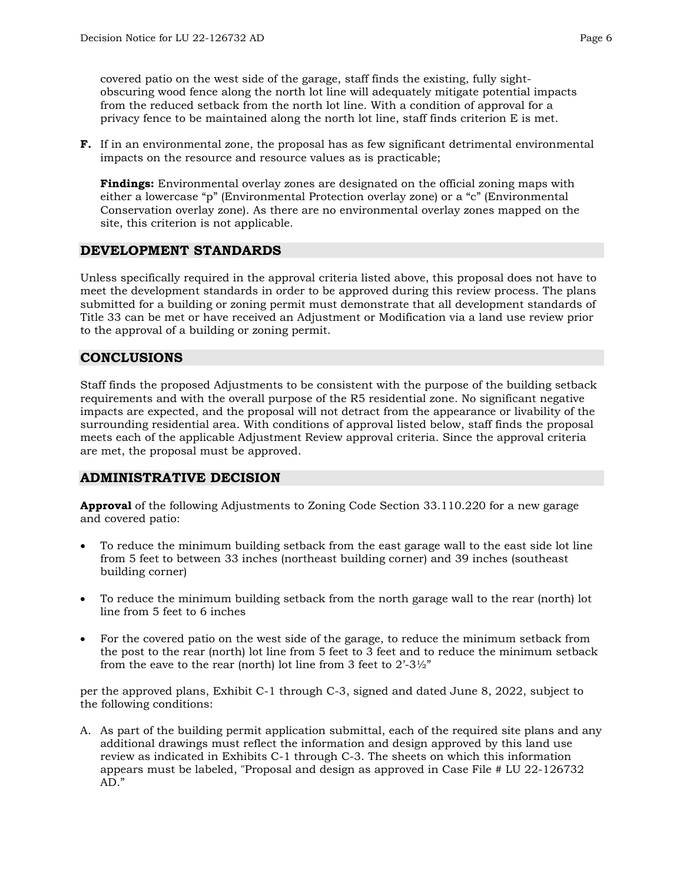covered patio on the west side of the garage, staff finds the existing, fully sight-obscuring wood fence along the north lot line will adequately mitigate potential impacts from the reduced setback from the north lot line. With a condition of approval for a privacy fence to be maintained along the north lot line, staff finds criterion E is met.

**F.** If in an environmental zone, the proposal has as few significant detrimental environmental impacts on the resource and resource values as is practicable;

**Findings:** Environmental overlay zones are designated on the official zoning maps with either a lowercase "p" (Environmental Protection overlay zone) or a "c" (Environmental Conservation overlay zone). As there are no environmental overlay zones mapped on the site, this criterion is not applicable.

## DEVELOPMENT STANDARDS

Unless specifically required in the approval criteria listed above, this proposal does not have to meet the development standards in order to be approved during this review process. The plans submitted for a building or zoning permit must demonstrate that all development standards of Title 33 can be met or have received an Adjustment or Modification via a land use review prior to the approval of a building or zoning permit.

## CONCLUSIONS

Staff finds the proposed Adjustments to be consistent with the purpose of the building setback requirements and with the overall purpose of the R5 residential zone. No significant negative impacts are expected, and the proposal will not detract from the appearance or livability of the surrounding residential area. With conditions of approval listed below, staff finds the proposal meets each of the applicable Adjustment Review approval criteria. Since the approval criteria are met, the proposal must be approved.

## ADMINISTRATIVE DECISION

**Approval** of the following Adjustments to Zoning Code Section 33.110.220 for a new garage and covered patio:

- To reduce the minimum building setback from the east garage wall to the east side lot line from 5 feet to between 33 inches (northeast building corner) and 39 inches (southeast building corner)
- To reduce the minimum building setback from the north garage wall to the rear (north) lot line from 5 feet to 6 inches
- For the covered patio on the west side of the garage, to reduce the minimum setback from the post to the rear (north) lot line from 5 feet to 3 feet and to reduce the minimum setback from the eave to the rear (north) lot line from 3 feet to 2'-3½"

per the approved plans, Exhibit C-1 through C-3, signed and dated June 8, 2022, subject to the following conditions:

A. As part of the building permit application submittal, each of the required site plans and any additional drawings must reflect the information and design approved by this land use review as indicated in Exhibits C-1 through C-3. The sheets on which this information appears must be labeled, "Proposal and design as approved in Case File # LU 22-126732 AD."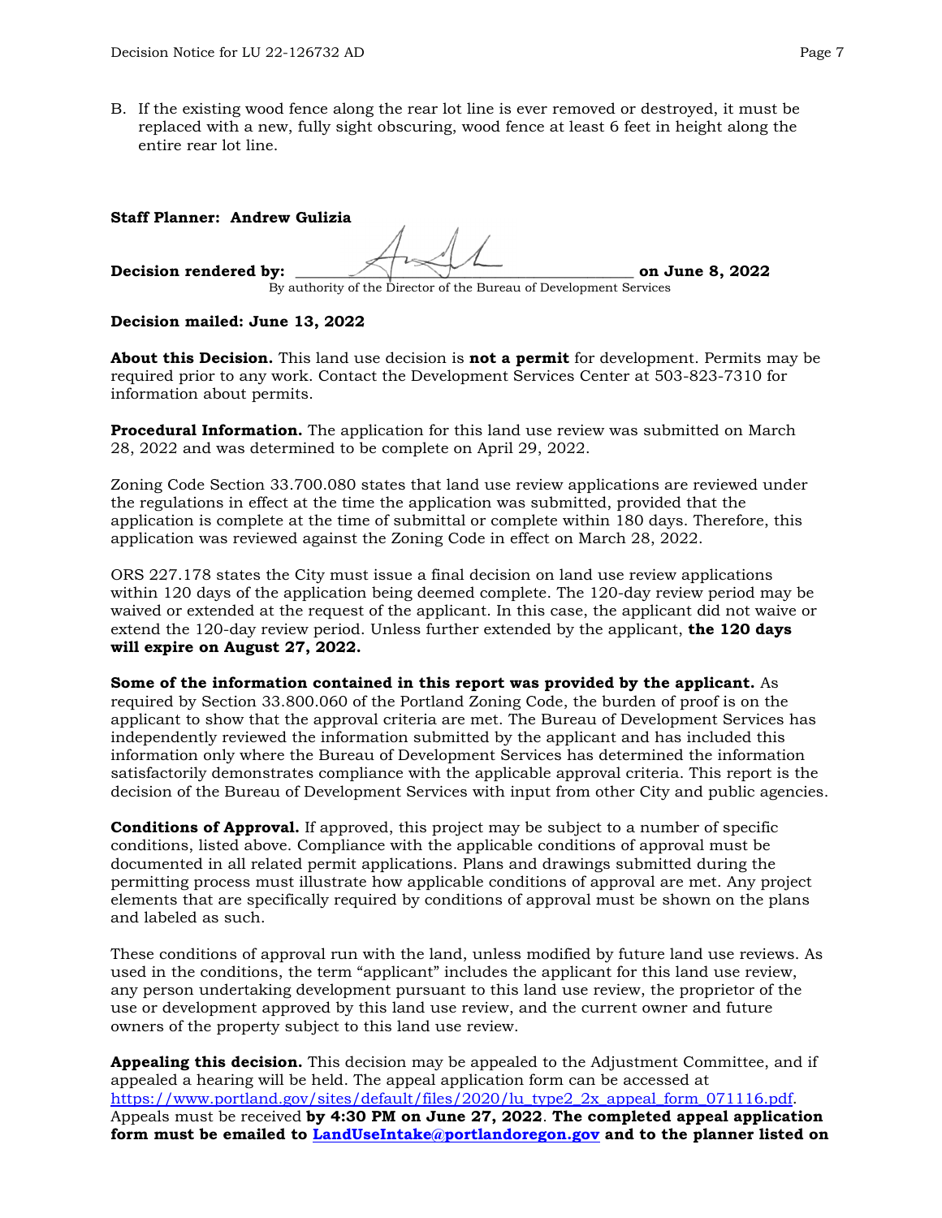B. If the existing wood fence along the rear lot line is ever removed or destroyed, it must be replaced with a new, fully sight obscuring, wood fence at least 6 feet in height along the entire rear lot line.

**Staff Planner: Andrew Gulizia**

**Decision rendered by:** ____________________________________________ **on June 8, 2022**
By authority of the Director of the Bureau of Development Services

**Decision mailed: June 13, 2022**

**About this Decision.** This land use decision is **not a permit** for development. Permits may be required prior to any work. Contact the Development Services Center at 503-823-7310 for information about permits.

**Procedural Information.** The application for this land use review was submitted on March 28, 2022 and was determined to be complete on April 29, 2022.

Zoning Code Section 33.700.080 states that land use review applications are reviewed under the regulations in effect at the time the application was submitted, provided that the application is complete at the time of submittal or complete within 180 days. Therefore, this application was reviewed against the Zoning Code in effect on March 28, 2022.

ORS 227.178 states the City must issue a final decision on land use review applications within 120 days of the application being deemed complete. The 120-day review period may be waived or extended at the request of the applicant. In this case, the applicant did not waive or extend the 120-day review period. Unless further extended by the applicant, **the 120 days will expire on August 27, 2022.**

**Some of the information contained in this report was provided by the applicant.** As required by Section 33.800.060 of the Portland Zoning Code, the burden of proof is on the applicant to show that the approval criteria are met. The Bureau of Development Services has independently reviewed the information submitted by the applicant and has included this information only where the Bureau of Development Services has determined the information satisfactorily demonstrates compliance with the applicable approval criteria. This report is the decision of the Bureau of Development Services with input from other City and public agencies.

**Conditions of Approval.** If approved, this project may be subject to a number of specific conditions, listed above. Compliance with the applicable conditions of approval must be documented in all related permit applications. Plans and drawings submitted during the permitting process must illustrate how applicable conditions of approval are met. Any project elements that are specifically required by conditions of approval must be shown on the plans and labeled as such.

These conditions of approval run with the land, unless modified by future land use reviews. As used in the conditions, the term "applicant" includes the applicant for this land use review, any person undertaking development pursuant to this land use review, the proprietor of the use or development approved by this land use review, and the current owner and future owners of the property subject to this land use review.

**Appealing this decision.** This decision may be appealed to the Adjustment Committee, and if appealed a hearing will be held. The appeal application form can be accessed at https://www.portland.gov/sites/default/files/2020/lu_type2_2x_appeal_form_071116.pdf. Appeals must be received **by 4:30 PM on June 27, 2022**. **The completed appeal application form must be emailed to LandUseIntake@portlandoregon.gov and to the planner listed on**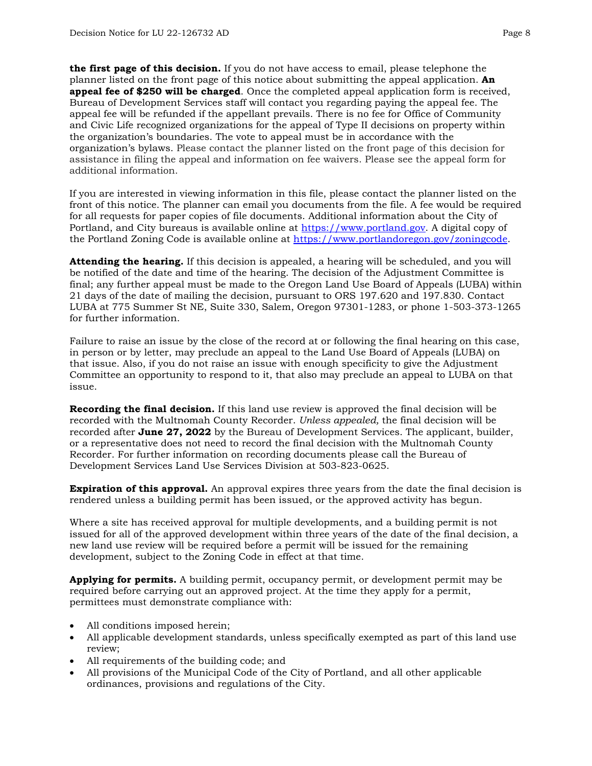**the first page of this decision.** If you do not have access to email, please telephone the planner listed on the front page of this notice about submitting the appeal application. **An appeal fee of $250 will be charged**. Once the completed appeal application form is received, Bureau of Development Services staff will contact you regarding paying the appeal fee. The appeal fee will be refunded if the appellant prevails. There is no fee for Office of Community and Civic Life recognized organizations for the appeal of Type II decisions on property within the organization's boundaries. The vote to appeal must be in accordance with the organization's bylaws. Please contact the planner listed on the front page of this decision for assistance in filing the appeal and information on fee waivers. Please see the appeal form for additional information.

If you are interested in viewing information in this file, please contact the planner listed on the front of this notice. The planner can email you documents from the file. A fee would be required for all requests for paper copies of file documents. Additional information about the City of Portland, and City bureaus is available online at [https://www.portland.gov](https://www.portland.gov). A digital copy of the Portland Zoning Code is available online at [https://www.portlandoregon.gov/zoningcode](https://www.portlandoregon.gov/zoningcode).

**Attending the hearing.** If this decision is appealed, a hearing will be scheduled, and you will be notified of the date and time of the hearing. The decision of the Adjustment Committee is final; any further appeal must be made to the Oregon Land Use Board of Appeals (LUBA) within 21 days of the date of mailing the decision, pursuant to ORS 197.620 and 197.830. Contact LUBA at 775 Summer St NE, Suite 330, Salem, Oregon 97301-1283, or phone 1-503-373-1265 for further information.

Failure to raise an issue by the close of the record at or following the final hearing on this case, in person or by letter, may preclude an appeal to the Land Use Board of Appeals (LUBA) on that issue. Also, if you do not raise an issue with enough specificity to give the Adjustment Committee an opportunity to respond to it, that also may preclude an appeal to LUBA on that issue.

**Recording the final decision.** If this land use review is approved the final decision will be recorded with the Multnomah County Recorder. *Unless appealed,* the final decision will be recorded after **June 27, 2022** by the Bureau of Development Services. The applicant, builder, or a representative does not need to record the final decision with the Multnomah County Recorder. For further information on recording documents please call the Bureau of Development Services Land Use Services Division at 503-823-0625.

**Expiration of this approval.** An approval expires three years from the date the final decision is rendered unless a building permit has been issued, or the approved activity has begun.

Where a site has received approval for multiple developments, and a building permit is not issued for all of the approved development within three years of the date of the final decision, a new land use review will be required before a permit will be issued for the remaining development, subject to the Zoning Code in effect at that time.

**Applying for permits.** A building permit, occupancy permit, or development permit may be required before carrying out an approved project. At the time they apply for a permit, permittees must demonstrate compliance with:

- All conditions imposed herein;
- All applicable development standards, unless specifically exempted as part of this land use review;
- All requirements of the building code; and
- All provisions of the Municipal Code of the City of Portland, and all other applicable ordinances, provisions and regulations of the City.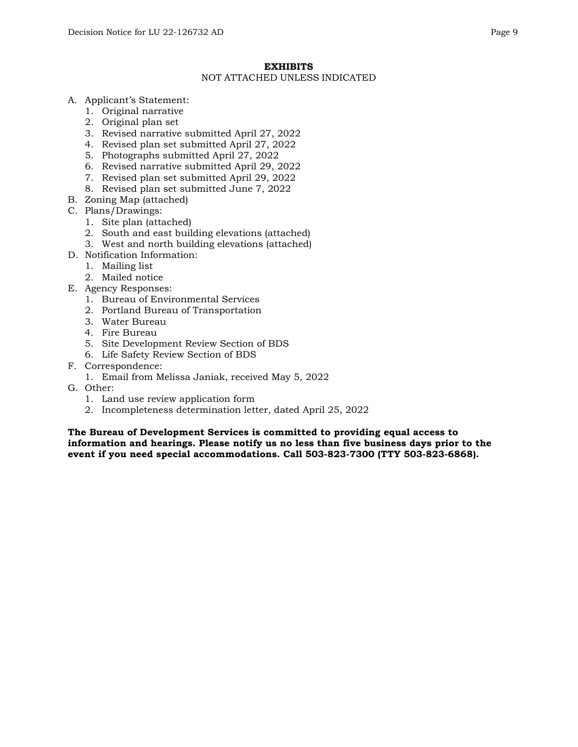**EXHIBITS**

NOT ATTACHED UNLESS INDICATED

A. Applicant's Statement:
   1. Original narrative
   2. Original plan set
   3. Revised narrative submitted April 27, 2022
   4. Revised plan set submitted April 27, 2022
   5. Photographs submitted April 27, 2022
   6. Revised narrative submitted April 29, 2022
   7. Revised plan set submitted April 29, 2022
   8. Revised plan set submitted June 7, 2022
B. Zoning Map (attached)
C. Plans/Drawings:
   1. Site plan (attached)
   2. South and east building elevations (attached)
   3. West and north building elevations (attached)
D. Notification Information:
   1. Mailing list
   2. Mailed notice
E. Agency Responses:
   1. Bureau of Environmental Services
   2. Portland Bureau of Transportation
   3. Water Bureau
   4. Fire Bureau
   5. Site Development Review Section of BDS
   6. Life Safety Review Section of BDS
F. Correspondence:
   1. Email from Melissa Janiak, received May 5, 2022
G. Other:
   1. Land use review application form
   2. Incompleteness determination letter, dated April 25, 2022

**The Bureau of Development Services is committed to providing equal access to information and hearings. Please notify us no less than five business days prior to the event if you need special accommodations. Call 503-823-7300 (TTY 503-823-6868).**